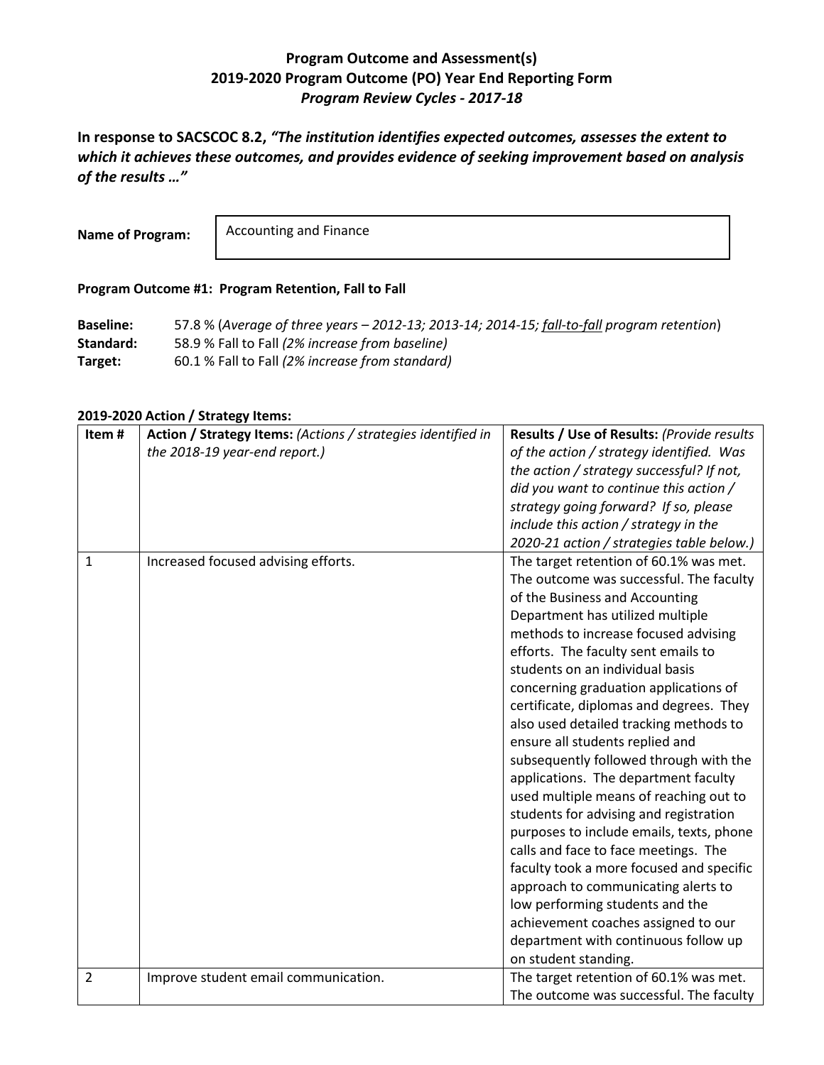**Program Outcome and Assessment(s)**
**2019-2020 Program Outcome (PO) Year End Reporting Form**
***Program Review Cycles - 2017-18***

**In response to SACSCOC 8.2, *"The institution identifies expected outcomes, assesses the extent to which it achieves these outcomes, and provides evidence of seeking improvement based on analysis of the results …"***

**Name of Program:** Accounting and Finance

**Program Outcome #1: Program Retention, Fall to Fall**

**Baseline:** 57.8 % (*Average of three years – 2012-13; 2013-14; 2014-15; fall-to-fall program retention*)
**Standard:** 58.9 % Fall to Fall *(2% increase from baseline)*
**Target:** 60.1 % Fall to Fall *(2% increase from standard)*

**2019-2020 Action / Strategy Items:**

| Item # | Action / Strategy Items: *(Actions / strategies identified in the 2018-19 year-end report.)* | Results / Use of Results: *(Provide results of the action / strategy identified. Was the action / strategy successful? If not, did you want to continue this action / strategy going forward? If so, please include this action / strategy in the 2020-21 action / strategies table below.)* |
|---|---|---|
| 1 | Increased focused advising efforts. | The target retention of 60.1% was met. The outcome was successful. The faculty of the Business and Accounting Department has utilized multiple methods to increase focused advising efforts. The faculty sent emails to students on an individual basis concerning graduation applications of certificate, diplomas and degrees. They also used detailed tracking methods to ensure all students replied and subsequently followed through with the applications. The department faculty used multiple means of reaching out to students for advising and registration purposes to include emails, texts, phone calls and face to face meetings. The faculty took a more focused and specific approach to communicating alerts to low performing students and the achievement coaches assigned to our department with continuous follow up on student standing. |
| 2 | Improve student email communication. | The target retention of 60.1% was met. The outcome was successful. The faculty |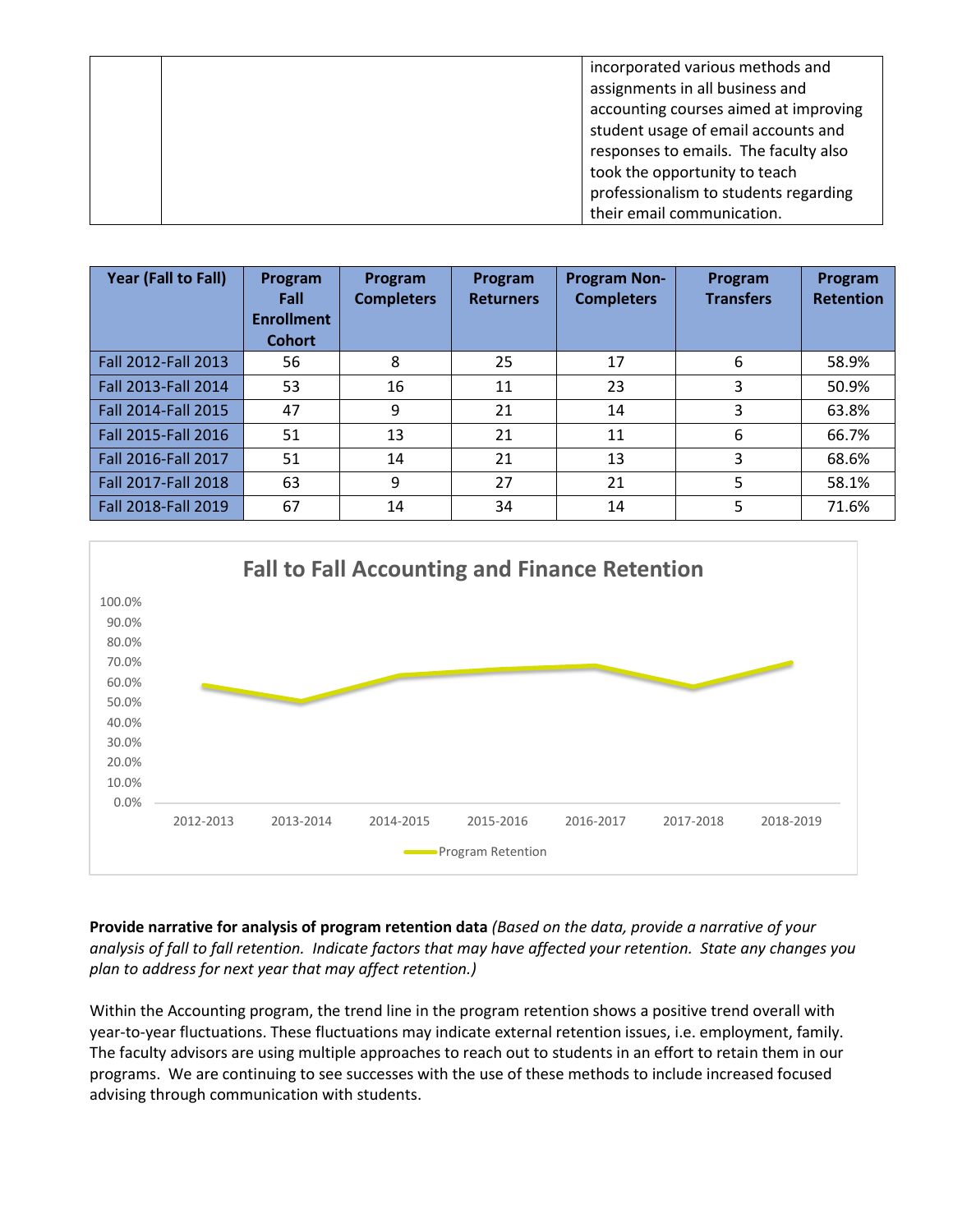| | | |
|---|---|---|
| | | incorporated various methods and assignments in all business and accounting courses aimed at improving student usage of email accounts and responses to emails. The faculty also took the opportunity to teach professionalism to students regarding their email communication. |

| Year (Fall to Fall) | Program Fall Enrollment Cohort | Program Completers | Program Returners | Program Non-Completers | Program Transfers | Program Retention |
|---|---|---|---|---|---|---|
| Fall 2012-Fall 2013 | 56 | 8 | 25 | 17 | 6 | 58.9% |
| Fall 2013-Fall 2014 | 53 | 16 | 11 | 23 | 3 | 50.9% |
| Fall 2014-Fall 2015 | 47 | 9 | 21 | 14 | 3 | 63.8% |
| Fall 2015-Fall 2016 | 51 | 13 | 21 | 11 | 6 | 66.7% |
| Fall 2016-Fall 2017 | 51 | 14 | 21 | 13 | 3 | 68.6% |
| Fall 2017-Fall 2018 | 63 | 9 | 27 | 21 | 5 | 58.1% |
| Fall 2018-Fall 2019 | 67 | 14 | 34 | 14 | 5 | 71.6% |

**Fall to Fall Accounting and Finance Retention**

**Provide narrative for analysis of program retention data** *(Based on the data, provide a narrative of your analysis of fall to fall retention. Indicate factors that may have affected your retention. State any changes you plan to address for next year that may affect retention.)*

Within the Accounting program, the trend line in the program retention shows a positive trend overall with year-to-year fluctuations. These fluctuations may indicate external retention issues, i.e. employment, family. The faculty advisors are using multiple approaches to reach out to students in an effort to retain them in our programs. We are continuing to see successes with the use of these methods to include increased focused advising through communication with students.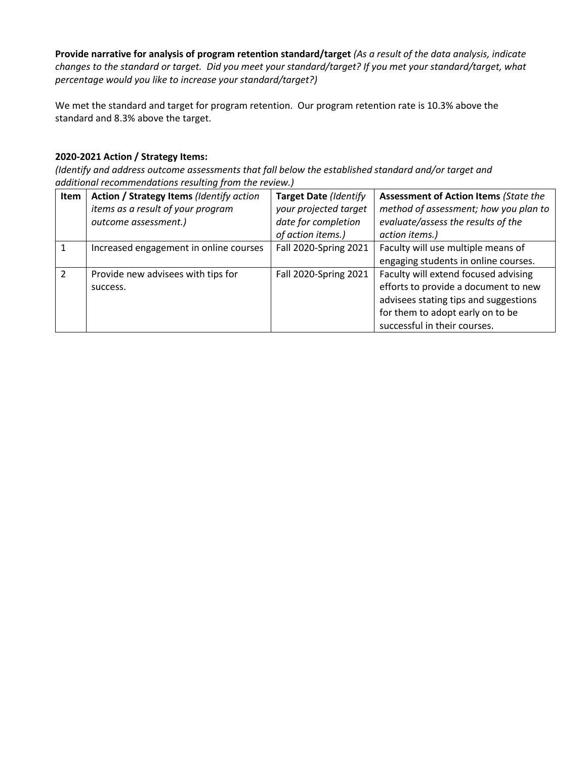**Provide narrative for analysis of program retention standard/target** *(As a result of the data analysis, indicate changes to the standard or target. Did you meet your standard/target? If you met your standard/target, what percentage would you like to increase your standard/target?)*

We met the standard and target for program retention. Our program retention rate is 10.3% above the standard and 8.3% above the target.

**2020-2021 Action / Strategy Items:**

*(Identify and address outcome assessments that fall below the established standard and/or target and additional recommendations resulting from the review.)*

| **Item** | **Action / Strategy Items** *(Identify action items as a result of your program outcome assessment.)* | **Target Date** *(Identify your projected target date for completion of action items.)* | **Assessment of Action Items** *(State the method of assessment; how you plan to evaluate/assess the results of the action items.)* |
|---|---|---|---|
| 1 | Increased engagement in online courses | Fall 2020-Spring 2021 | Faculty will use multiple means of engaging students in online courses. |
| 2 | Provide new advisees with tips for success. | Fall 2020-Spring 2021 | Faculty will extend focused advising efforts to provide a document to new advisees stating tips and suggestions for them to adopt early on to be successful in their courses. |